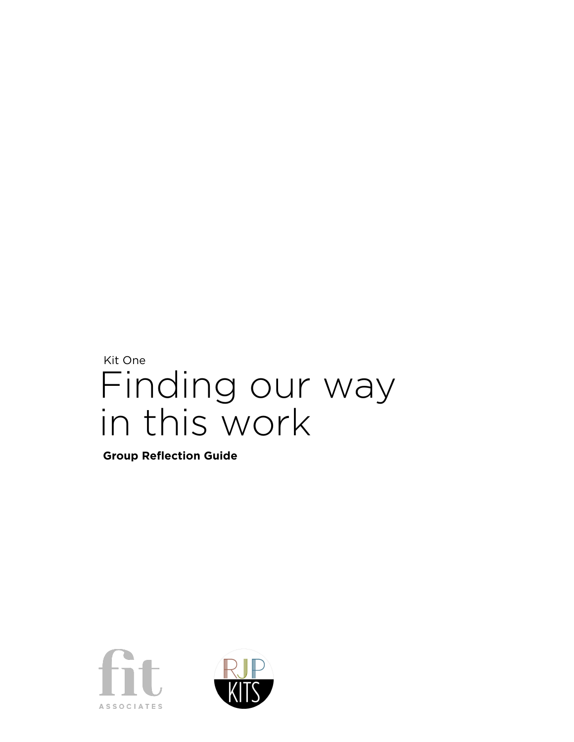Kit One

# Finding our way in this work

**Group Reflection Guide**

fit ASSOCIATES

RJP KITS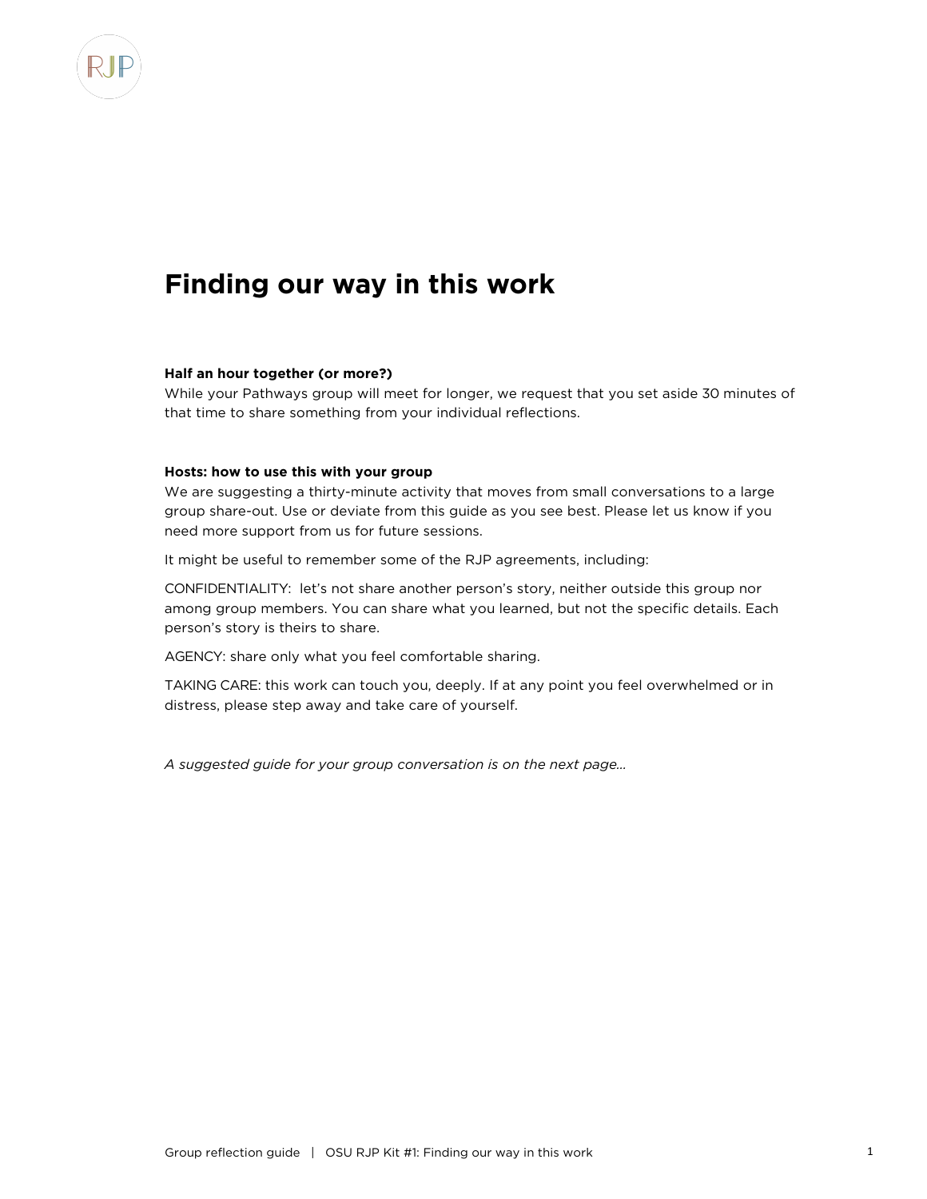# Finding our way in this work

**Half an hour together (or more?)**
While your Pathways group will meet for longer, we request that you set aside 30 minutes of that time to share something from your individual reflections.

**Hosts: how to use this with your group**
We are suggesting a thirty-minute activity that moves from small conversations to a large group share-out. Use or deviate from this guide as you see best. Please let us know if you need more support from us for future sessions.

It might be useful to remember some of the RJP agreements, including:

CONFIDENTIALITY: let's not share another person's story, neither outside this group nor among group members. You can share what you learned, but not the specific details. Each person's story is theirs to share.

AGENCY: share only what you feel comfortable sharing.

TAKING CARE: this work can touch you, deeply. If at any point you feel overwhelmed or in distress, please step away and take care of yourself.

*A suggested guide for your group conversation is on the next page…*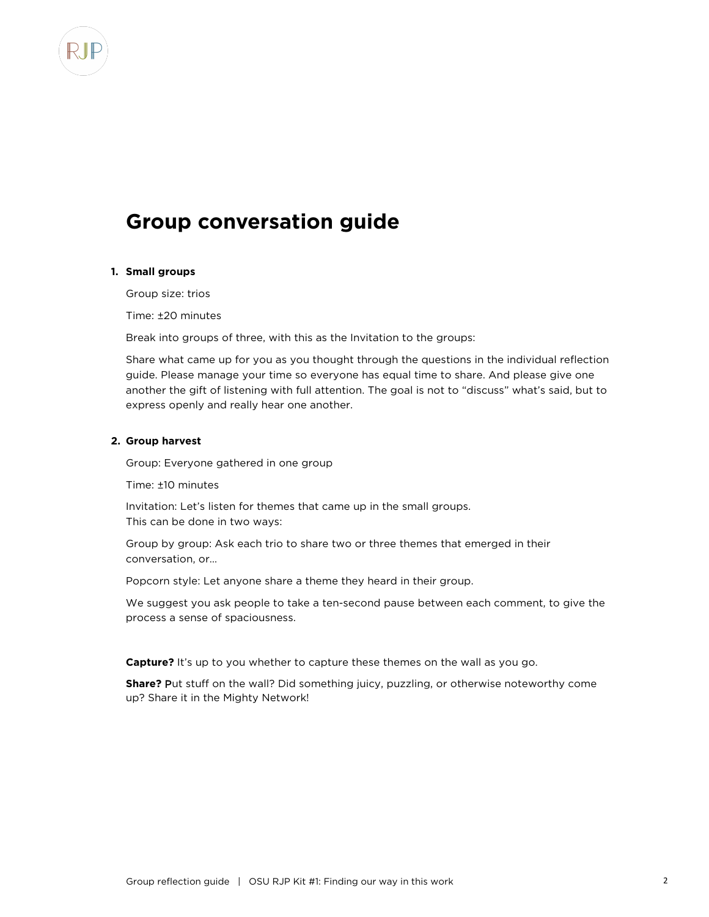# Group conversation guide

1. **Small groups**

   Group size: trios

   Time: ±20 minutes

   Break into groups of three, with this as the Invitation to the groups:

   Share what came up for you as you thought through the questions in the individual reflection guide. Please manage your time so everyone has equal time to share. And please give one another the gift of listening with full attention. The goal is not to "discuss" what's said, but to express openly and really hear one another.

2. **Group harvest**

   Group: Everyone gathered in one group

   Time: ±10 minutes

   Invitation: Let's listen for themes that came up in the small groups.
   This can be done in two ways:

   Group by group: Ask each trio to share two or three themes that emerged in their conversation, or…

   Popcorn style: Let anyone share a theme they heard in their group.

   We suggest you ask people to take a ten-second pause between each comment, to give the process a sense of spaciousness.

   **Capture?** It's up to you whether to capture these themes on the wall as you go.

   **Share?** Put stuff on the wall? Did something juicy, puzzling, or otherwise noteworthy come up? Share it in the Mighty Network!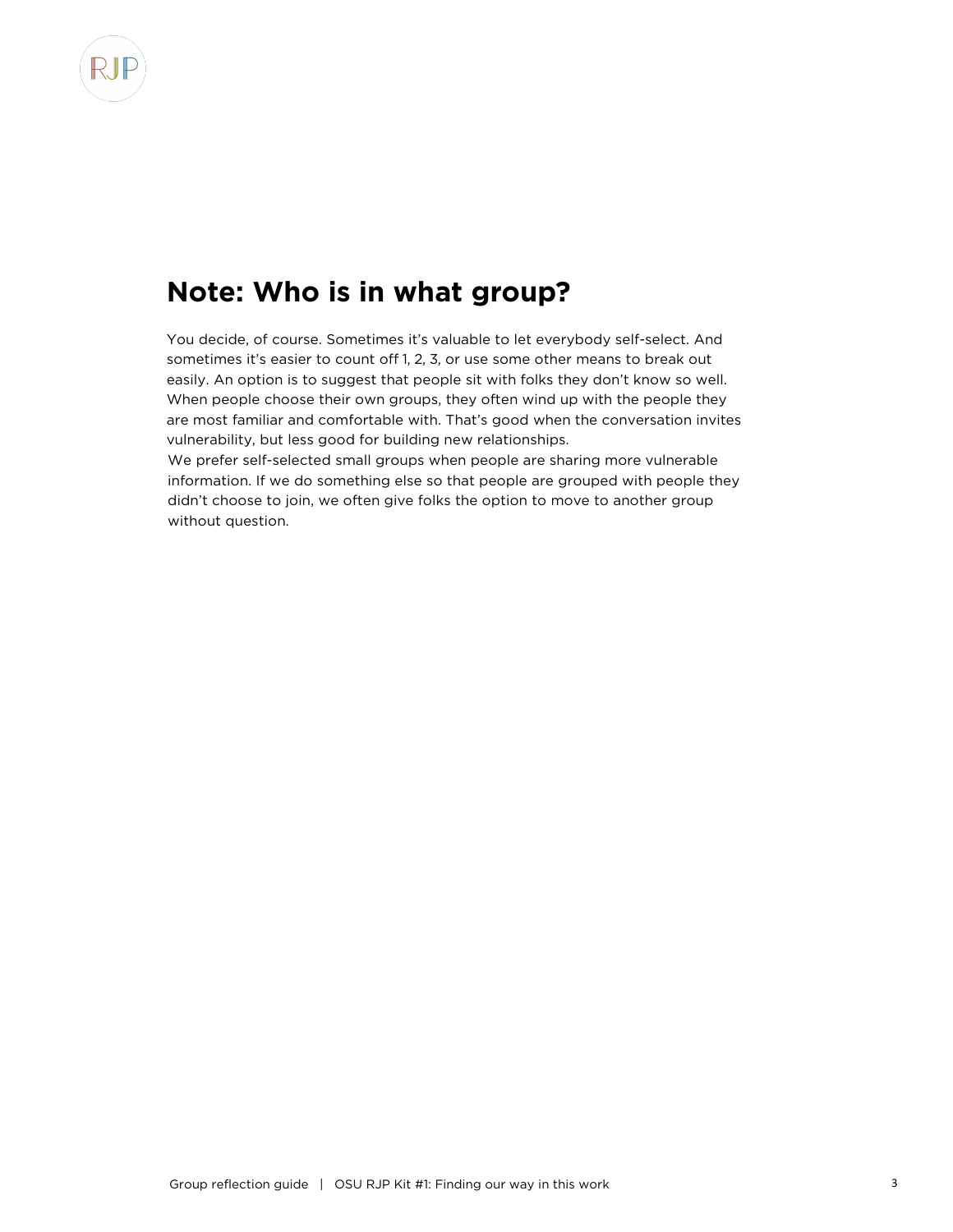## Note: Who is in what group?

You decide, of course. Sometimes it's valuable to let everybody self-select. And sometimes it's easier to count off 1, 2, 3, or use some other means to break out easily. An option is to suggest that people sit with folks they don't know so well. When people choose their own groups, they often wind up with the people they are most familiar and comfortable with. That's good when the conversation invites vulnerability, but less good for building new relationships.

We prefer self-selected small groups when people are sharing more vulnerable information. If we do something else so that people are grouped with people they didn't choose to join, we often give folks the option to move to another group without question.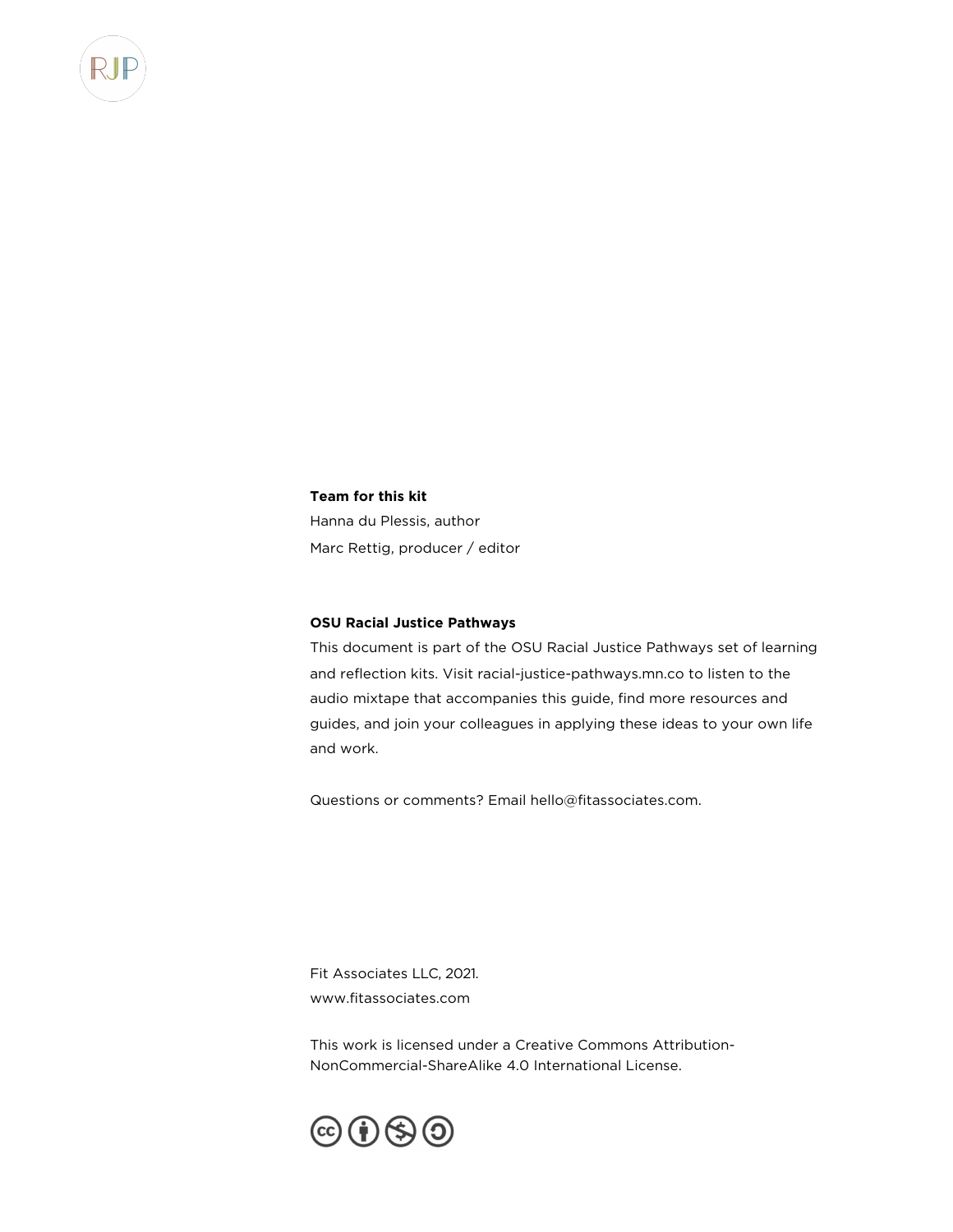**Team for this kit**

Hanna du Plessis, author

Marc Rettig, producer / editor

**OSU Racial Justice Pathways**

This document is part of the OSU Racial Justice Pathways set of learning and reflection kits. Visit racial-justice-pathways.mn.co to listen to the audio mixtape that accompanies this guide, find more resources and guides, and join your colleagues in applying these ideas to your own life and work.

Questions or comments? Email hello@fitassociates.com.

Fit Associates LLC, 2021.

www.fitassociates.com

This work is licensed under a Creative Commons Attribution-NonCommercial-ShareAlike 4.0 International License.